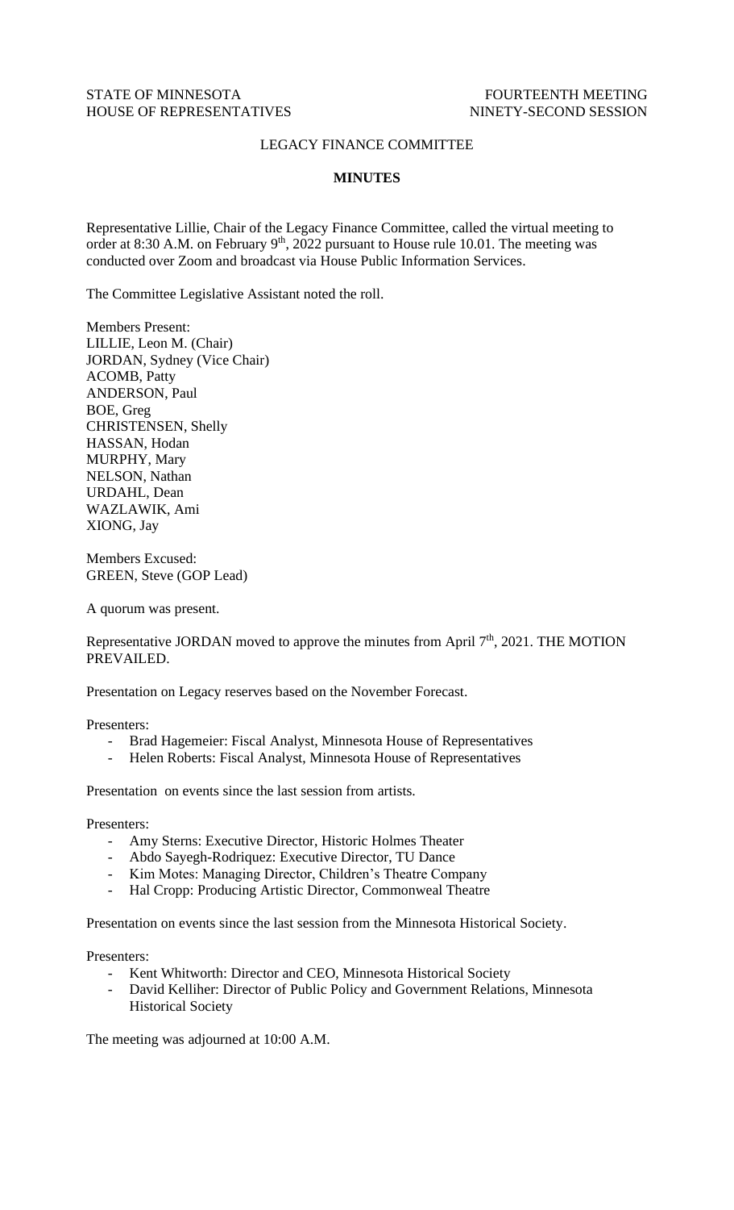STATE OF MINNESOTA FOURTEENTH MEETING
HOUSE OF REPRESENTATIVES NINETY-SECOND SESSION

LEGACY FINANCE COMMITTEE

**MINUTES**

Representative Lillie, Chair of the Legacy Finance Committee, called the virtual meeting to order at 8:30 A.M. on February 9th, 2022 pursuant to House rule 10.01. The meeting was conducted over Zoom and broadcast via House Public Information Services.

The Committee Legislative Assistant noted the roll.

Members Present:
LILLIE, Leon M. (Chair)
JORDAN, Sydney (Vice Chair)
ACOMB, Patty
ANDERSON, Paul
BOE, Greg
CHRISTENSEN, Shelly
HASSAN, Hodan
MURPHY, Mary
NELSON, Nathan
URDAHL, Dean
WAZLAWIK, Ami
XIONG, Jay

Members Excused:
GREEN, Steve (GOP Lead)

A quorum was present.

Representative JORDAN moved to approve the minutes from April 7th, 2021. THE MOTION PREVAILED.

Presentation on Legacy reserves based on the November Forecast.

Presenters:

- Brad Hagemeier: Fiscal Analyst, Minnesota House of Representatives
- Helen Roberts: Fiscal Analyst, Minnesota House of Representatives

Presentation on events since the last session from artists.

Presenters:

- Amy Sterns: Executive Director, Historic Holmes Theater
- Abdo Sayegh-Rodriquez: Executive Director, TU Dance
- Kim Motes: Managing Director, Children's Theatre Company
- Hal Cropp: Producing Artistic Director, Commonweal Theatre

Presentation on events since the last session from the Minnesota Historical Society.

Presenters:

- Kent Whitworth: Director and CEO, Minnesota Historical Society
- David Kelliher: Director of Public Policy and Government Relations, Minnesota Historical Society

The meeting was adjourned at 10:00 A.M.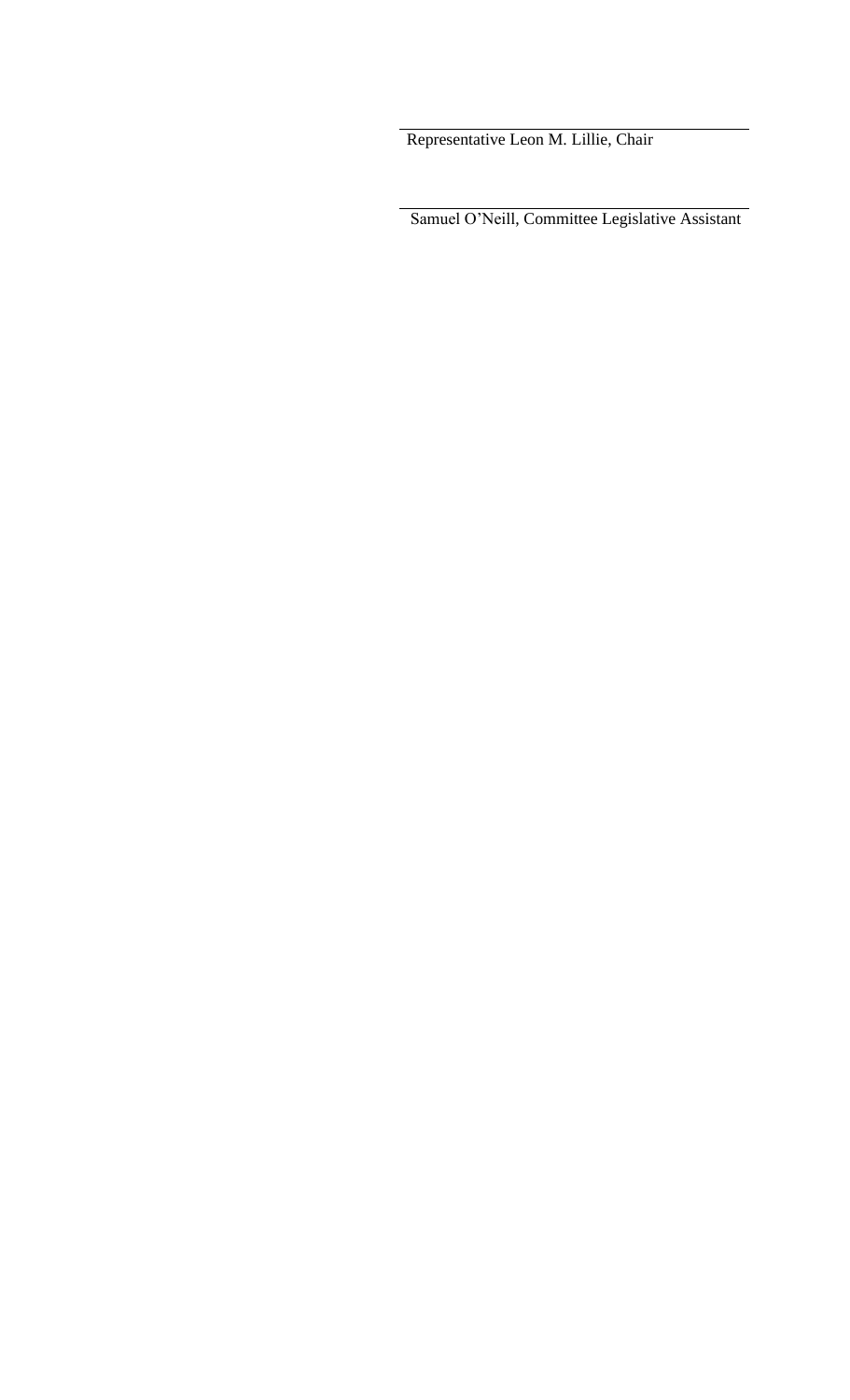\_\_\_\_\_\_\_\_\_\_\_\_\_\_\_\_\_\_\_\_\_\_\_\_\_\_\_\_\_\_\_\_\_\_\_\_\_\_\_\_

Representative Leon M. Lillie, Chair

\_\_\_\_\_\_\_\_\_\_\_\_\_\_\_\_\_\_\_\_\_\_\_\_\_\_\_\_\_\_\_\_\_\_\_\_\_\_\_\_

Samuel O'Neill, Committee Legislative Assistant